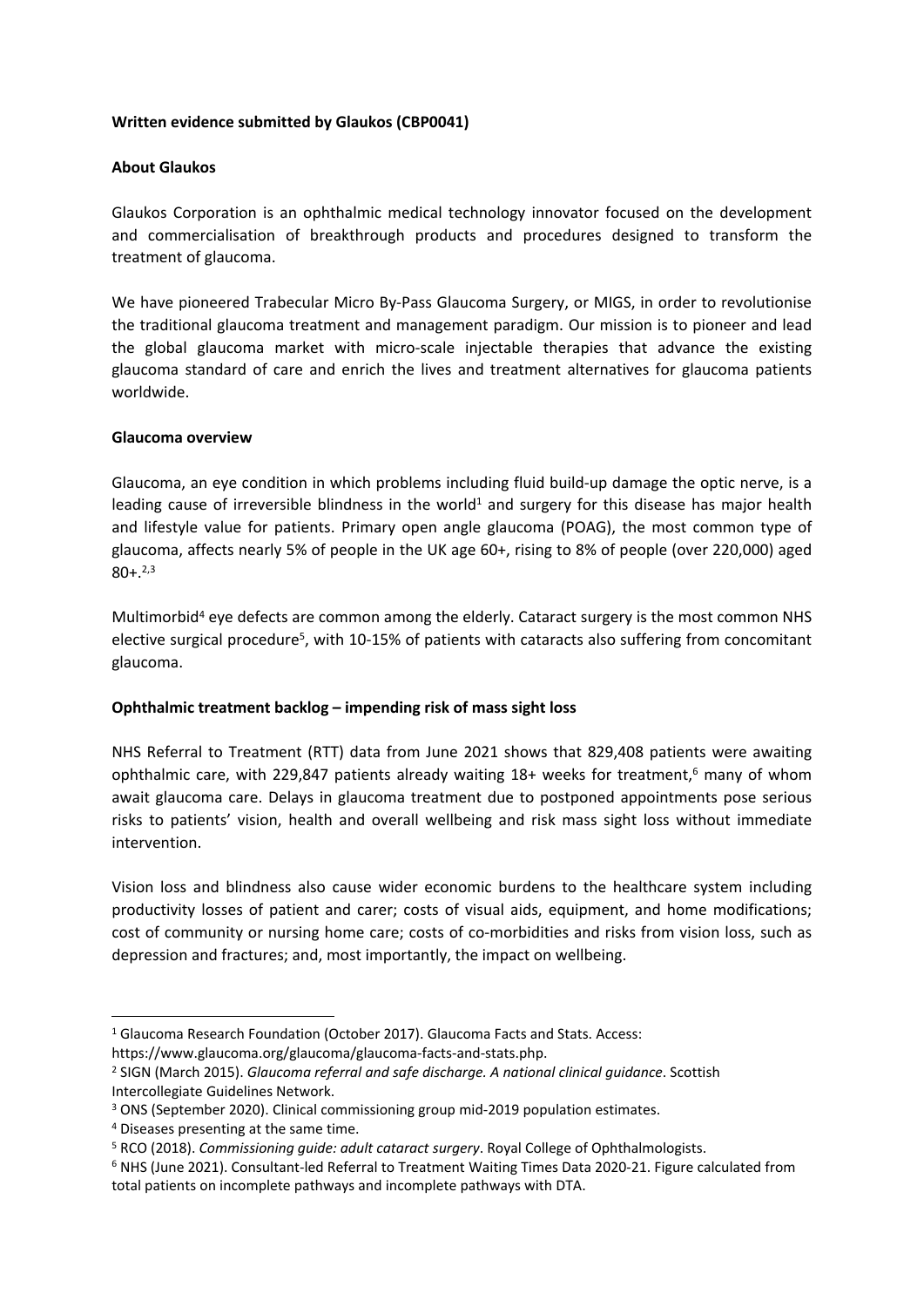**Written evidence submitted by Glaukos (CBP0041)**

**About Glaukos**

Glaukos Corporation is an ophthalmic medical technology innovator focused on the development and commercialisation of breakthrough products and procedures designed to transform the treatment of glaucoma.

We have pioneered Trabecular Micro By-Pass Glaucoma Surgery, or MIGS, in order to revolutionise the traditional glaucoma treatment and management paradigm. Our mission is to pioneer and lead the global glaucoma market with micro-scale injectable therapies that advance the existing glaucoma standard of care and enrich the lives and treatment alternatives for glaucoma patients worldwide.

**Glaucoma overview**

Glaucoma, an eye condition in which problems including fluid build-up damage the optic nerve, is a leading cause of irreversible blindness in the world[1] and surgery for this disease has major health and lifestyle value for patients. Primary open angle glaucoma (POAG), the most common type of glaucoma, affects nearly 5% of people in the UK age 60+, rising to 8% of people (over 220,000) aged 80+.[2,3]

Multimorbid[4] eye defects are common among the elderly. Cataract surgery is the most common NHS elective surgical procedure[5], with 10-15% of patients with cataracts also suffering from concomitant glaucoma.

**Ophthalmic treatment backlog – impending risk of mass sight loss**

NHS Referral to Treatment (RTT) data from June 2021 shows that 829,408 patients were awaiting ophthalmic care, with 229,847 patients already waiting 18+ weeks for treatment,[6] many of whom await glaucoma care. Delays in glaucoma treatment due to postponed appointments pose serious risks to patients' vision, health and overall wellbeing and risk mass sight loss without immediate intervention.

Vision loss and blindness also cause wider economic burdens to the healthcare system including productivity losses of patient and carer; costs of visual aids, equipment, and home modifications; cost of community or nursing home care; costs of co-morbidities and risks from vision loss, such as depression and fractures; and, most importantly, the impact on wellbeing.

---

[1] Glaucoma Research Foundation (October 2017). Glaucoma Facts and Stats. Access: https://www.glaucoma.org/glaucoma/glaucoma-facts-and-stats.php.

[2] SIGN (March 2015). *Glaucoma referral and safe discharge. A national clinical guidance*. Scottish Intercollegiate Guidelines Network.

[3] ONS (September 2020). Clinical commissioning group mid-2019 population estimates.

[4] Diseases presenting at the same time.

[5] RCO (2018). *Commissioning guide: adult cataract surgery*. Royal College of Ophthalmologists.

[6] NHS (June 2021). Consultant-led Referral to Treatment Waiting Times Data 2020-21. Figure calculated from total patients on incomplete pathways and incomplete pathways with DTA.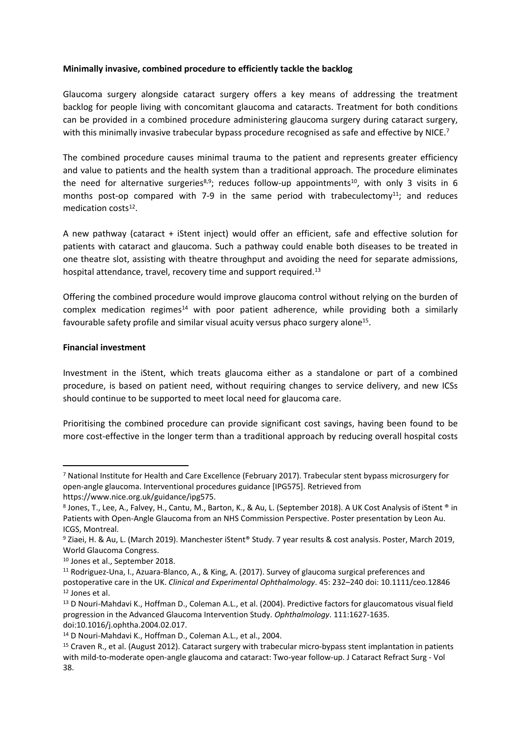**Minimally invasive, combined procedure to efficiently tackle the backlog**

Glaucoma surgery alongside cataract surgery offers a key means of addressing the treatment backlog for people living with concomitant glaucoma and cataracts. Treatment for both conditions can be provided in a combined procedure administering glaucoma surgery during cataract surgery, with this minimally invasive trabecular bypass procedure recognised as safe and effective by NICE.[7]

The combined procedure causes minimal trauma to the patient and represents greater efficiency and value to patients and the health system than a traditional approach. The procedure eliminates the need for alternative surgeries[8,9]; reduces follow-up appointments[10], with only 3 visits in 6 months post-op compared with 7-9 in the same period with trabeculectomy[11]; and reduces medication costs[12].

A new pathway (cataract + iStent inject) would offer an efficient, safe and effective solution for patients with cataract and glaucoma. Such a pathway could enable both diseases to be treated in one theatre slot, assisting with theatre throughput and avoiding the need for separate admissions, hospital attendance, travel, recovery time and support required.[13]

Offering the combined procedure would improve glaucoma control without relying on the burden of complex medication regimes[14] with poor patient adherence, while providing both a similarly favourable safety profile and similar visual acuity versus phaco surgery alone[15].

**Financial investment**

Investment in the iStent, which treats glaucoma either as a standalone or part of a combined procedure, is based on patient need, without requiring changes to service delivery, and new ICSs should continue to be supported to meet local need for glaucoma care.

Prioritising the combined procedure can provide significant cost savings, having been found to be more cost-effective in the longer term than a traditional approach by reducing overall hospital costs

---

[7] National Institute for Health and Care Excellence (February 2017). Trabecular stent bypass microsurgery for open-angle glaucoma. Interventional procedures guidance [IPG575]. Retrieved from https://www.nice.org.uk/guidance/ipg575.

[8] Jones, T., Lee, A., Falvey, H., Cantu, M., Barton, K., & Au, L. (September 2018). A UK Cost Analysis of iStent ® in Patients with Open-Angle Glaucoma from an NHS Commission Perspective. Poster presentation by Leon Au. ICGS, Montreal.

[9] Ziaei, H. & Au, L. (March 2019). Manchester iStent® Study. 7 year results & cost analysis. Poster, March 2019, World Glaucoma Congress.

[10] Jones et al., September 2018.

[11] Rodriguez-Una, I., Azuara-Blanco, A., & King, A. (2017). Survey of glaucoma surgical preferences and postoperative care in the UK. *Clinical and Experimental Ophthalmology*. 45: 232–240 doi: 10.1111/ceo.12846

[12] Jones et al.

[13] D Nouri-Mahdavi K., Hoffman D., Coleman A.L., et al. (2004). Predictive factors for glaucomatous visual field progression in the Advanced Glaucoma Intervention Study. *Ophthalmology*. 111:1627-1635. doi:10.1016/j.ophtha.2004.02.017.

[14] D Nouri-Mahdavi K., Hoffman D., Coleman A.L., et al., 2004.

[15] Craven R., et al. (August 2012). Cataract surgery with trabecular micro-bypass stent implantation in patients with mild-to-moderate open-angle glaucoma and cataract: Two-year follow-up. J Cataract Refract Surg - Vol 38.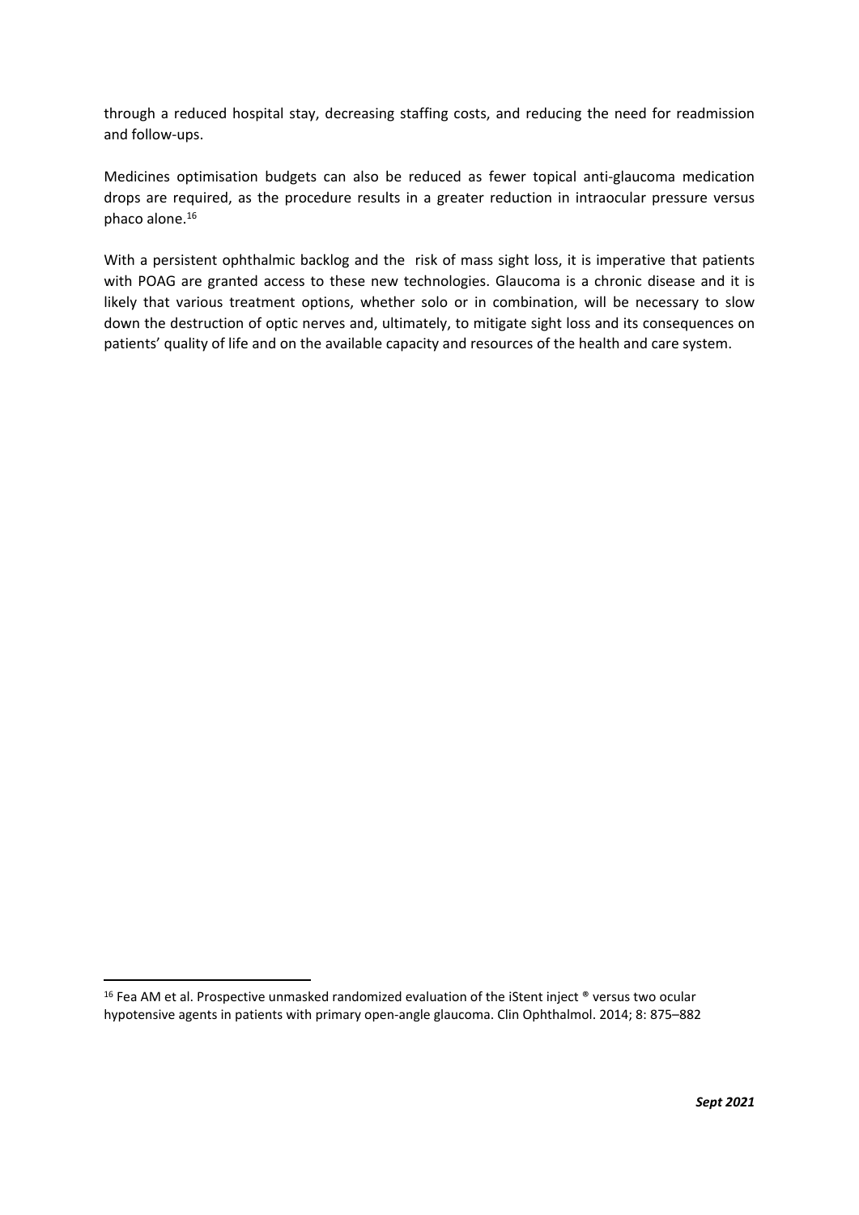through a reduced hospital stay, decreasing staffing costs, and reducing the need for readmission and follow-ups.

Medicines optimisation budgets can also be reduced as fewer topical anti-glaucoma medication drops are required, as the procedure results in a greater reduction in intraocular pressure versus phaco alone.[16]

With a persistent ophthalmic backlog and the risk of mass sight loss, it is imperative that patients with POAG are granted access to these new technologies. Glaucoma is a chronic disease and it is likely that various treatment options, whether solo or in combination, will be necessary to slow down the destruction of optic nerves and, ultimately, to mitigate sight loss and its consequences on patients' quality of life and on the available capacity and resources of the health and care system.

[16] Fea AM et al. Prospective unmasked randomized evaluation of the iStent inject ® versus two ocular hypotensive agents in patients with primary open-angle glaucoma. Clin Ophthalmol. 2014; 8: 875–882

***Sept 2021***